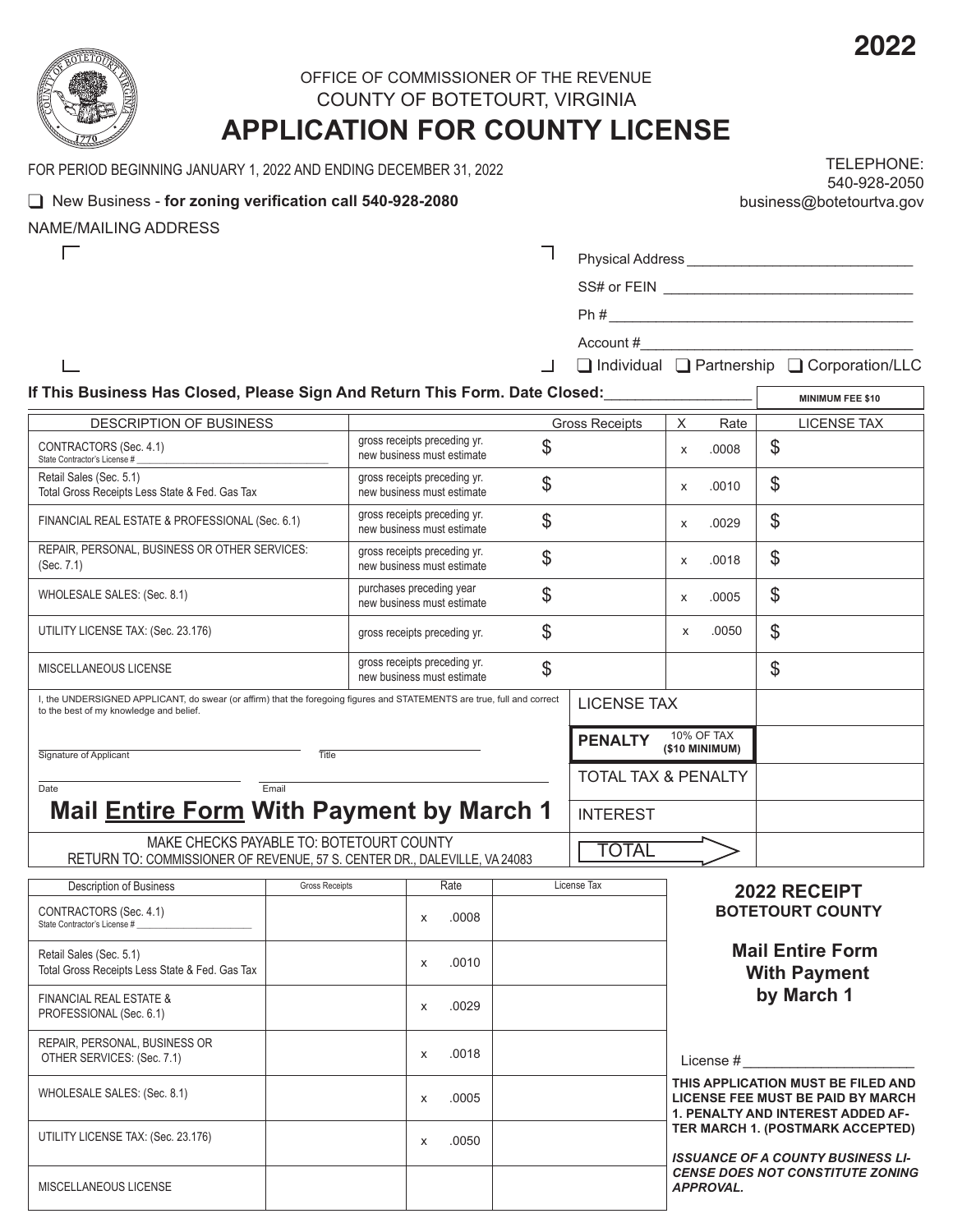2022

OFFICE OF COMMISSIONER OF THE REVENUE
COUNTY OF BOTETOURT, VIRGINIA

# APPLICATION FOR COUNTY LICENSE

FOR PERIOD BEGINNING JANUARY 1, 2022 AND ENDING DECEMBER 31, 2022

TELEPHONE:
540-928-2050
business@botetourtva.gov

❑ New Business - **for zoning verification call 540-928-2080**

NAME/MAILING ADDRESS

Physical Address ____________________________

SS# or FEIN ______________________________

Ph # ____________________________________

Account # _________________________________

❑ Individual ❑ Partnership ❑ Corporation/LLC

**If This Business Has Closed, Please Sign And Return This Form. Date Closed:** ________________

**MINIMUM FEE $10**

| DESCRIPTION OF BUSINESS | | Gross Receipts | X | Rate | LICENSE TAX |
|---|---|---|---|---|---|
| CONTRACTORS (Sec. 4.1) State Contractor's License # ____________ | gross receipts preceding yr. new business must estimate | $ | x | .0008 | $ |
| Retail Sales (Sec. 5.1) Total Gross Receipts Less State & Fed. Gas Tax | gross receipts preceding yr. new business must estimate | $ | x | .0010 | $ |
| FINANCIAL REAL ESTATE & PROFESSIONAL (Sec. 6.1) | gross receipts preceding yr. new business must estimate | $ | x | .0029 | $ |
| REPAIR, PERSONAL, BUSINESS OR OTHER SERVICES: (Sec. 7.1) | gross receipts preceding yr. new business must estimate | $ | x | .0018 | $ |
| WHOLESALE SALES: (Sec. 8.1) | purchases preceding year new business must estimate | $ | x | .0005 | $ |
| UTILITY LICENSE TAX: (Sec. 23.176) | gross receipts preceding yr. | $ | x | .0050 | $ |
| MISCELLANEOUS LICENSE | gross receipts preceding yr. new business must estimate | $ | | | $ |

I, the UNDERSIGNED APPLICANT, do swear (or affirm) that the foregoing figures and STATEMENTS are true, full and correct to the best of my knowledge and belief.

Signature of Applicant ____________________ Title ____________________

Date ____________________ Email ____________________

| | |
|---|---|
| LICENSE TAX | |
| **PENALTY** 10% OF TAX **($10 MINIMUM)** | |
| TOTAL TAX & PENALTY | |
| INTEREST | |
| TOTAL | |

## Mail Entire Form With Payment by March 1

MAKE CHECKS PAYABLE TO: BOTETOURT COUNTY
RETURN TO: COMMISSIONER OF REVENUE, 57 S. CENTER DR., DALEVILLE, VA 24083

| Description of Business | Gross Receipts | Rate | License Tax |
|---|---|---|---|
| CONTRACTORS (Sec. 4.1) State Contractor's License # ____________ | | x .0008 | |
| Retail Sales (Sec. 5.1) Total Gross Receipts Less State & Fed. Gas Tax | | x .0010 | |
| FINANCIAL REAL ESTATE & PROFESSIONAL (Sec. 6.1) | | x .0029 | |
| REPAIR, PERSONAL, BUSINESS OR OTHER SERVICES: (Sec. 7.1) | | x .0018 | |
| WHOLESALE SALES: (Sec. 8.1) | | x .0005 | |
| UTILITY LICENSE TAX: (Sec. 23.176) | | x .0050 | |
| MISCELLANEOUS LICENSE | | | |

**2022 RECEIPT**
**BOTETOURT COUNTY**

**Mail Entire Form With Payment by March 1**

License # ____________________

**THIS APPLICATION MUST BE FILED AND LICENSE FEE MUST BE PAID BY MARCH 1. PENALTY AND INTEREST ADDED AFTER MARCH 1. (POSTMARK ACCEPTED)**

***ISSUANCE OF A COUNTY BUSINESS LICENSE DOES NOT CONSTITUTE ZONING APPROVAL.***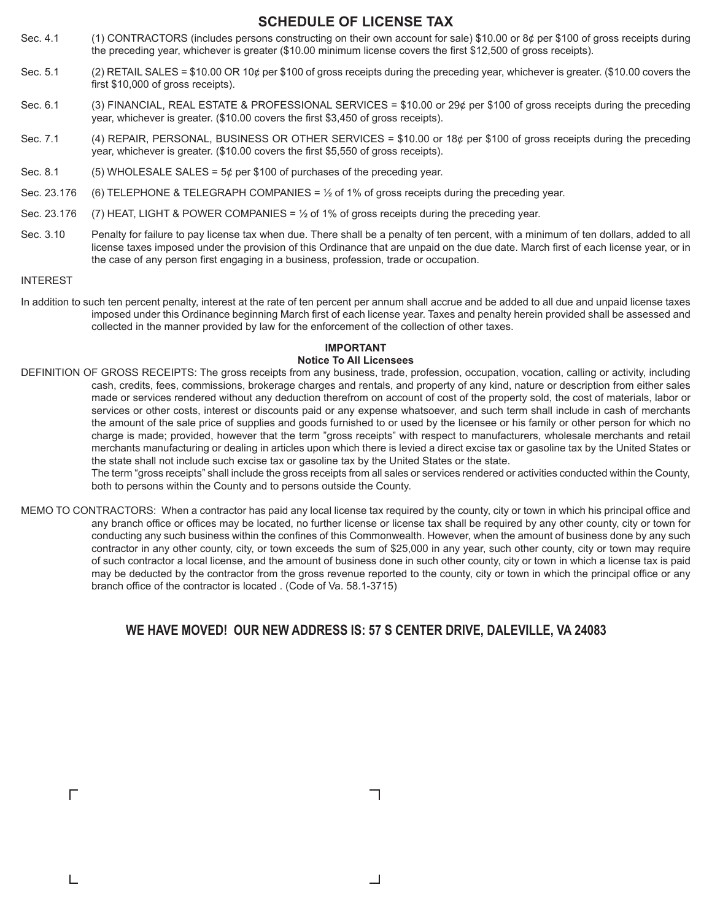# SCHEDULE OF LICENSE TAX

Sec. 4.1 (1) CONTRACTORS (includes persons constructing on their own account for sale) $10.00 or 8¢ per $100 of gross receipts during the preceding year, whichever is greater ($10.00 minimum license covers the first $12,500 of gross receipts).

Sec. 5.1 (2) RETAIL SALES = $10.00 OR 10¢ per $100 of gross receipts during the preceding year, whichever is greater. ($10.00 covers the first $10,000 of gross receipts).

Sec. 6.1 (3) FINANCIAL, REAL ESTATE & PROFESSIONAL SERVICES = $10.00 or 29¢ per $100 of gross receipts during the preceding year, whichever is greater. ($10.00 covers the first $3,450 of gross receipts).

Sec. 7.1 (4) REPAIR, PERSONAL, BUSINESS OR OTHER SERVICES = $10.00 or 18¢ per $100 of gross receipts during the preceding year, whichever is greater. ($10.00 covers the first $5,550 of gross receipts).

Sec. 8.1 (5) WHOLESALE SALES = 5¢ per $100 of purchases of the preceding year.

Sec. 23.176 (6) TELEPHONE & TELEGRAPH COMPANIES = ½ of 1% of gross receipts during the preceding year.

Sec. 23.176 (7) HEAT, LIGHT & POWER COMPANIES = ½ of 1% of gross receipts during the preceding year.

Sec. 3.10 Penalty for failure to pay license tax when due. There shall be a penalty of ten percent, with a minimum of ten dollars, added to all license taxes imposed under the provision of this Ordinance that are unpaid on the due date. March first of each license year, or in the case of any person first engaging in a business, profession, trade or occupation.

INTEREST

In addition to such ten percent penalty, interest at the rate of ten percent per annum shall accrue and be added to all due and unpaid license taxes imposed under this Ordinance beginning March first of each license year. Taxes and penalty herein provided shall be assessed and collected in the manner provided by law for the enforcement of the collection of other taxes.

**IMPORTANT**
**Notice To All Licensees**

DEFINITION OF GROSS RECEIPTS: The gross receipts from any business, trade, profession, occupation, vocation, calling or activity, including cash, credits, fees, commissions, brokerage charges and rentals, and property of any kind, nature or description from either sales made or services rendered without any deduction therefrom on account of cost of the property sold, the cost of materials, labor or services or other costs, interest or discounts paid or any expense whatsoever, and such term shall include in cash of merchants the amount of the sale price of supplies and goods furnished to or used by the licensee or his family or other person for which no charge is made; provided, however that the term "gross receipts" with respect to manufacturers, wholesale merchants and retail merchants manufacturing or dealing in articles upon which there is levied a direct excise tax or gasoline tax by the United States or the state shall not include such excise tax or gasoline tax by the United States or the state.
The term "gross receipts" shall include the gross receipts from all sales or services rendered or activities conducted within the County, both to persons within the County and to persons outside the County.

MEMO TO CONTRACTORS: When a contractor has paid any local license tax required by the county, city or town in which his principal office and any branch office or offices may be located, no further license or license tax shall be required by any other county, city or town for conducting any such business within the confines of this Commonwealth. However, when the amount of business done by any such contractor in any other county, city, or town exceeds the sum of $25,000 in any year, such other county, city or town may require of such contractor a local license, and the amount of business done in such other county, city or town in which a license tax is paid may be deducted by the contractor from the gross revenue reported to the county, city or town in which the principal office or any branch office of the contractor is located . (Code of Va. 58.1-3715)

## WE HAVE MOVED! OUR NEW ADDRESS IS: 57 S CENTER DRIVE, DALEVILLE, VA 24083